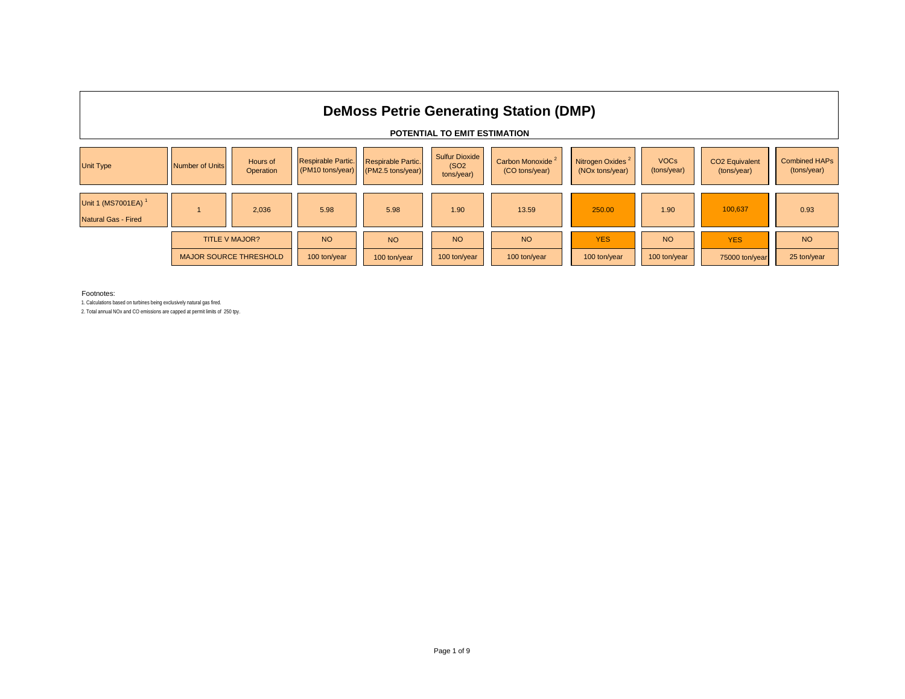# DeMoss Petrie Generating Station (DMP)

## POTENTIAL TO EMIT ESTIMATION

| Unit Type | Number of Units | Hours of Operation | Respirable Partic. (PM10 tons/year) | Respirable Partic. (PM2.5 tons/year) | Sulfur Dioxide ($SO_2$ tons/year) | Carbon Monoxide [2] (CO tons/year) | Nitrogen Oxides [2] ($NO_x$ tons/year) | VOCs (tons/year) | $CO_2$ Equivalent (tons/year) | Combined HAPs (tons/year) |
|---|---|---|---|---|---|---|---|---|---|---|
| Unit 1 (MS7001EA) [1] Natural Gas - Fired | 1 | 2,036 | 5.98 | 5.98 | 1.90 | 13.59 | 250.00 | 1.90 | 100,637 | 0.93 |
| | TITLE V MAJOR? | | NO | NO | NO | NO | YES | NO | YES | NO |
| | MAJOR SOURCE THRESHOLD | | 100 ton/year | 100 ton/year | 100 ton/year | 100 ton/year | 100 ton/year | 100 ton/year | 75000 ton/year | 25 ton/year |

Footnotes:

1. Calculations based on turbines being exclusively natural gas fired.
2. Total annual NOx and CO emissions are capped at permit limits of 250 tpy.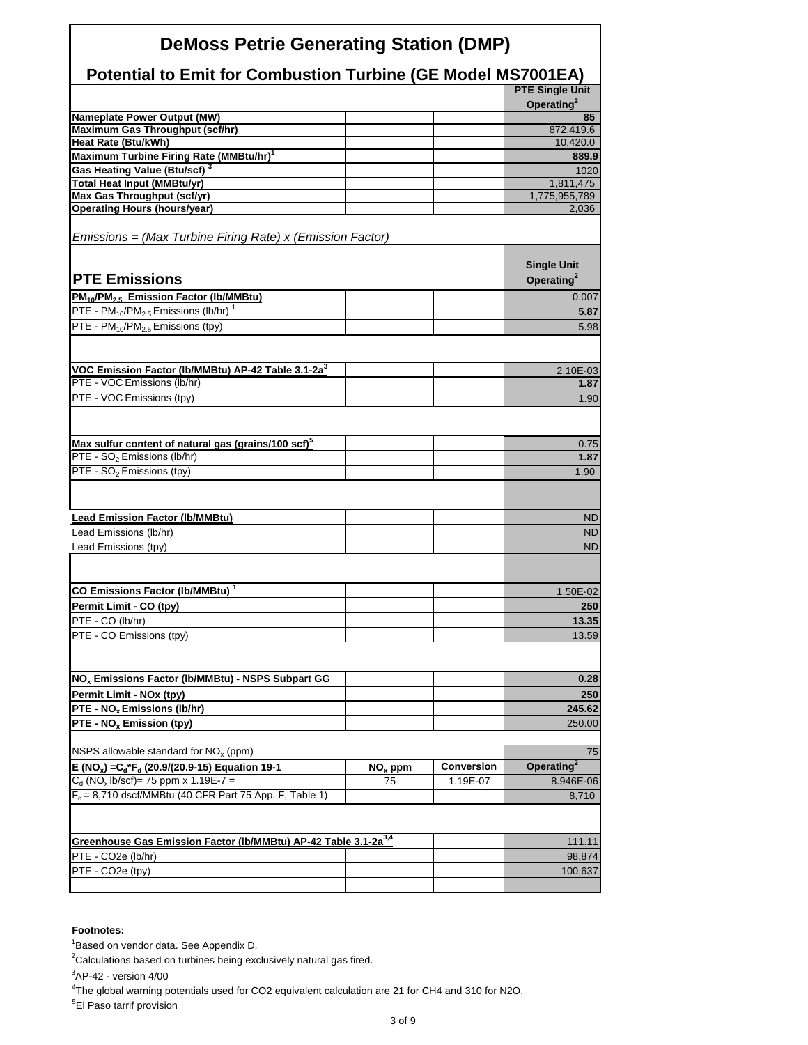# DeMoss Petrie Generating Station (DMP)

## Potential to Emit for Combustion Turbine (GE Model MS7001EA)

| | | | PTE Single Unit Operating[2] |
|---|---|---|---|
| **Nameplate Power Output (MW)** | | | **85** |
| **Maximum Gas Throughput (scf/hr)** | | | 872,419.6 |
| **Heat Rate (Btu/kWh)** | | | 10,420.0 |
| **Maximum Turbine Firing Rate (MMBtu/hr)[1]** | | | **889.9** |
| **Gas Heating Value (Btu/scf)[3]** | | | 1020 |
| **Total Heat Input (MMBtu/yr)** | | | 1,811,475 |
| **Max Gas Throughput (scf/yr)** | | | 1,775,955,789 |
| **Operating Hours (hours/year)** | | | 2,036 |

*Emissions = (Max Turbine Firing Rate) x (Emission Factor)*

| **PTE Emissions** | | | **Single Unit Operating[2]** |
|---|---|---|---|
| **$PM_{10}/PM_{2.5}$ Emission Factor (lb/MMBtu)** | | | 0.007 |
| PTE - $PM_{10}/PM_{2.5}$ Emissions (lb/hr)[1] | | | **5.87** |
| PTE - $PM_{10}/PM_{2.5}$ Emissions (tpy) | | | 5.98 |
| | | | |
| **VOC Emission Factor (lb/MMBtu) AP-42 Table 3.1-2a[3]** | | | 2.10E-03 |
| PTE - VOC Emissions (lb/hr) | | | **1.87** |
| PTE - VOC Emissions (tpy) | | | 1.90 |
| | | | |
| **Max sulfur content of natural gas (grains/100 scf)[5]** | | | 0.75 |
| PTE - $SO_2$ Emissions (lb/hr) | | | **1.87** |
| PTE - $SO_2$ Emissions (tpy) | | | 1.90 |
| | | | |
| **Lead Emission Factor (lb/MMBtu)** | | | ND |
| Lead Emissions (lb/hr) | | | ND |
| Lead Emissions (tpy) | | | ND |
| | | | |
| **CO Emissions Factor (lb/MMBtu)[1]** | | | 1.50E-02 |
| **Permit Limit - CO (tpy)** | | | **250** |
| PTE - CO (lb/hr) | | | **13.35** |
| PTE - CO Emissions (tpy) | | | 13.59 |
| | | | |
| **$NO_x$ Emissions Factor (lb/MMBtu) - NSPS Subpart GG** | | | **0.28** |
| **Permit Limit - NOx (tpy)** | | | **250** |
| **PTE - $NO_x$ Emissions (lb/hr)** | | | **245.62** |
| **PTE - $NO_x$ Emission (tpy)** | | | 250.00 |
| | | | |
| NSPS allowable standard for $NO_x$ (ppm) | | | 75 |
| **E ($NO_x$) =$C_d$\*$F_d$ (20.9/(20.9-15) Equation 19-1** | **$NO_x$ ppm** | **Conversion** | **Operating[2]** |
| $C_d$ ($NO_x$ lb/scf)= 75 ppm x 1.19E-7 = | 75 | 1.19E-07 | 8.946E-06 |
| $F_d$ = 8,710 dscf/MMBtu (40 CFR Part 75 App. F, Table 1) | | | 8,710 |
| | | | |
| **Greenhouse Gas Emission Factor (lb/MMBtu) AP-42 Table 3.1-2a[3,4]** | | | 111.11 |
| PTE - CO2e (lb/hr) | | | 98,874 |
| PTE - CO2e (tpy) | | | 100,637 |

**Footnotes:**

[1]Based on vendor data. See Appendix D.

[2]Calculations based on turbines being exclusively natural gas fired.

[3]AP-42 - version 4/00

[4]The global warning potentials used for CO2 equivalent calculation are 21 for CH4 and 310 for N2O.

[5]El Paso tarrif provision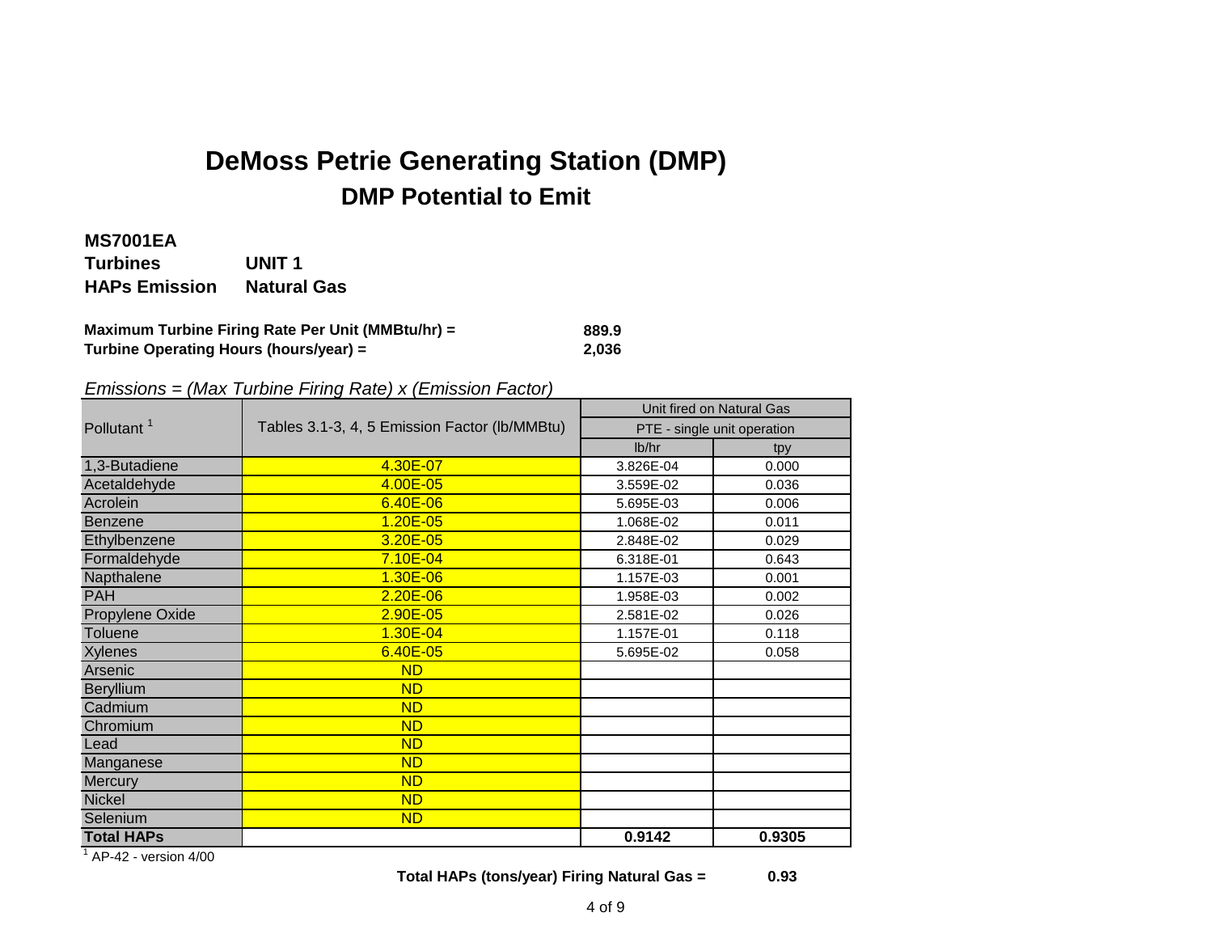# DeMoss Petrie Generating Station (DMP)

## DMP Potential to Emit

**MS7001EA**

**Turbines** **UNIT 1**

**HAPs Emission** **Natural Gas**

**Maximum Turbine Firing Rate Per Unit (MMBtu/hr) =** **889.9**

**Turbine Operating Hours (hours/year) =** **2,036**

*Emissions = (Max Turbine Firing Rate) x (Emission Factor)*

| Pollutant [1] | Tables 3.1-3, 4, 5 Emission Factor (lb/MMBtu) | Unit fired on Natural Gas | |
|---|---|---|---|
| | | PTE - single unit operation | |
| | | lb/hr | tpy |
| 1,3-Butadiene | 4.30E-07 | 3.826E-04 | 0.000 |
| Acetaldehyde | 4.00E-05 | 3.559E-02 | 0.036 |
| Acrolein | 6.40E-06 | 5.695E-03 | 0.006 |
| Benzene | 1.20E-05 | 1.068E-02 | 0.011 |
| Ethylbenzene | 3.20E-05 | 2.848E-02 | 0.029 |
| Formaldehyde | 7.10E-04 | 6.318E-01 | 0.643 |
| Napthalene | 1.30E-06 | 1.157E-03 | 0.001 |
| PAH | 2.20E-06 | 1.958E-03 | 0.002 |
| Propylene Oxide | 2.90E-05 | 2.581E-02 | 0.026 |
| Toluene | 1.30E-04 | 1.157E-01 | 0.118 |
| Xylenes | 6.40E-05 | 5.695E-02 | 0.058 |
| Arsenic | ND | | |
| Beryllium | ND | | |
| Cadmium | ND | | |
| Chromium | ND | | |
| Lead | ND | | |
| Manganese | ND | | |
| Mercury | ND | | |
| Nickel | ND | | |
| Selenium | ND | | |
| **Total HAPs** | | **0.9142** | **0.9305** |

[1] AP-42 - version 4/00

**Total HAPs (tons/year) Firing Natural Gas =** **0.93**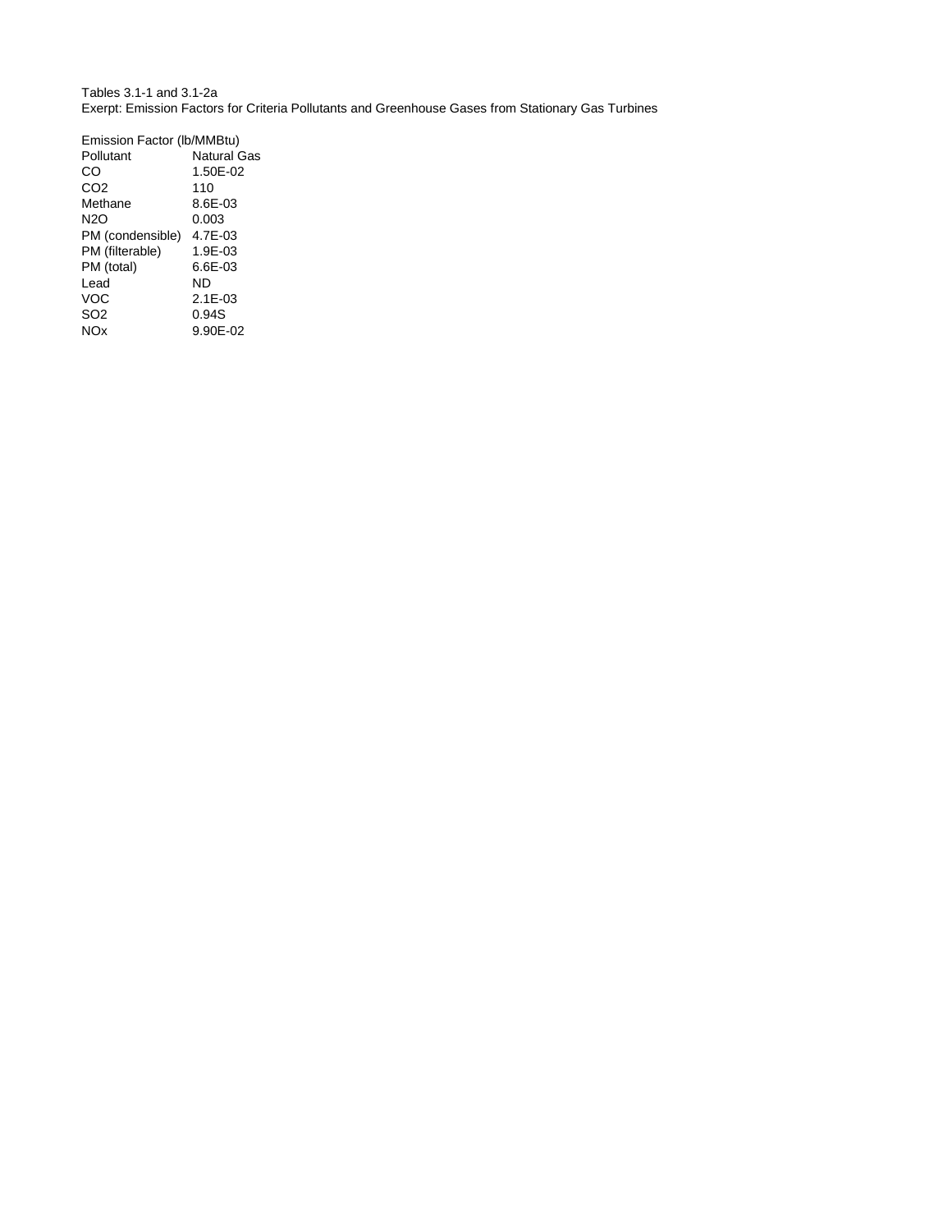Tables 3.1-1 and 3.1-2a

Exerpt: Emission Factors for Criteria Pollutants and Greenhouse Gases from Stationary Gas Turbines

Emission Factor (lb/MMBtu)

| Pollutant | Natural Gas |
|---|---|
| CO | 1.50E-02 |
| $CO_2$ | 110 |
| Methane | 8.6E-03 |
| $N_2O$ | 0.003 |
| PM (condensible) | 4.7E-03 |
| PM (filterable) | 1.9E-03 |
| PM (total) | 6.6E-03 |
| Lead | ND |
| VOC | 2.1E-03 |
| $SO_2$ | 0.94S |
| $NO_x$ | 9.90E-02 |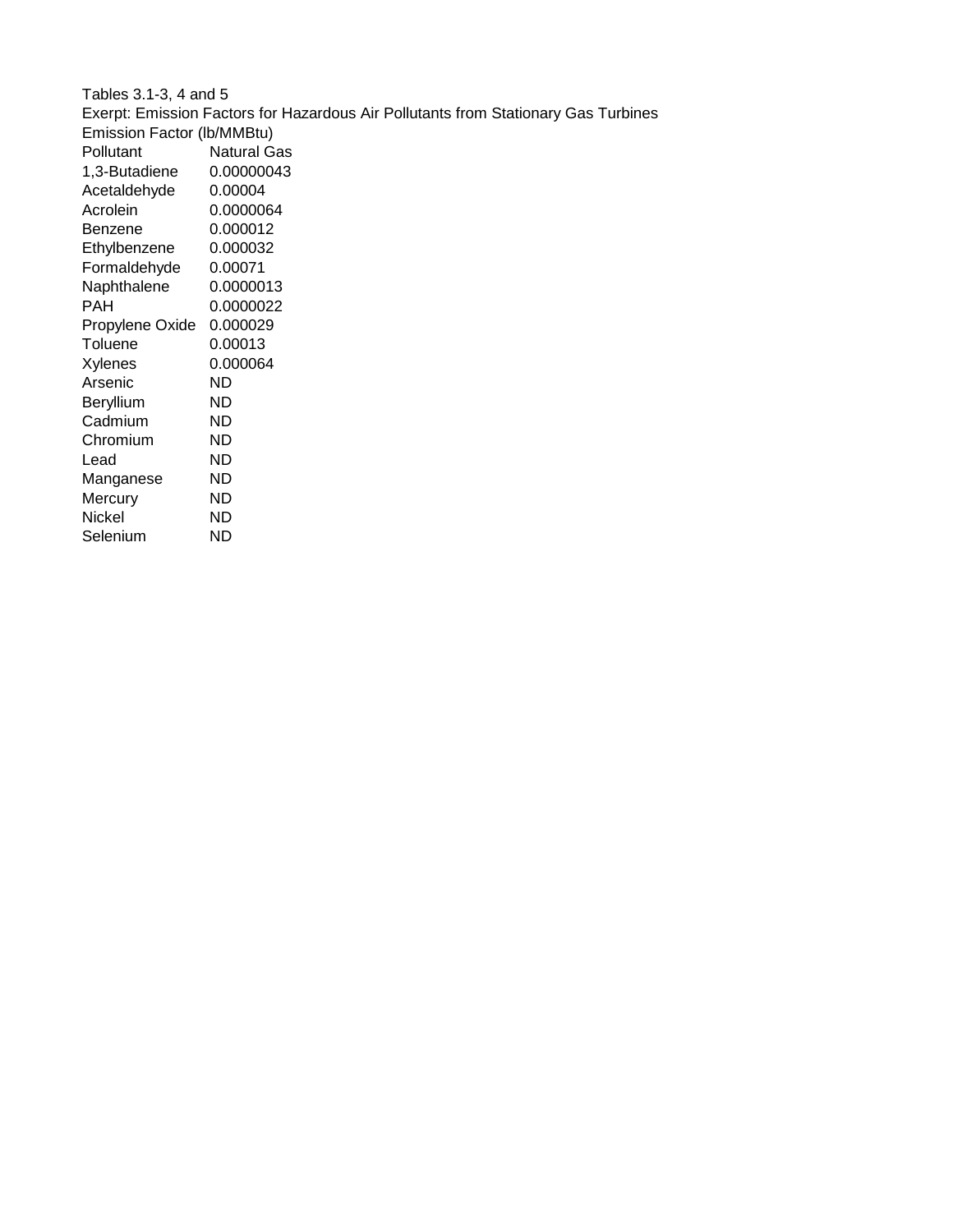Tables 3.1-3, 4 and 5

Exerpt: Emission Factors for Hazardous Air Pollutants from Stationary Gas Turbines

Emission Factor (lb/MMBtu)

| Pollutant | Natural Gas |
|---|---|
| 1,3-Butadiene | 0.00000043 |
| Acetaldehyde | 0.00004 |
| Acrolein | 0.0000064 |
| Benzene | 0.000012 |
| Ethylbenzene | 0.000032 |
| Formaldehyde | 0.00071 |
| Naphthalene | 0.0000013 |
| PAH | 0.0000022 |
| Propylene Oxide | 0.000029 |
| Toluene | 0.00013 |
| Xylenes | 0.000064 |
| Arsenic | ND |
| Beryllium | ND |
| Cadmium | ND |
| Chromium | ND |
| Lead | ND |
| Manganese | ND |
| Mercury | ND |
| Nickel | ND |
| Selenium | ND |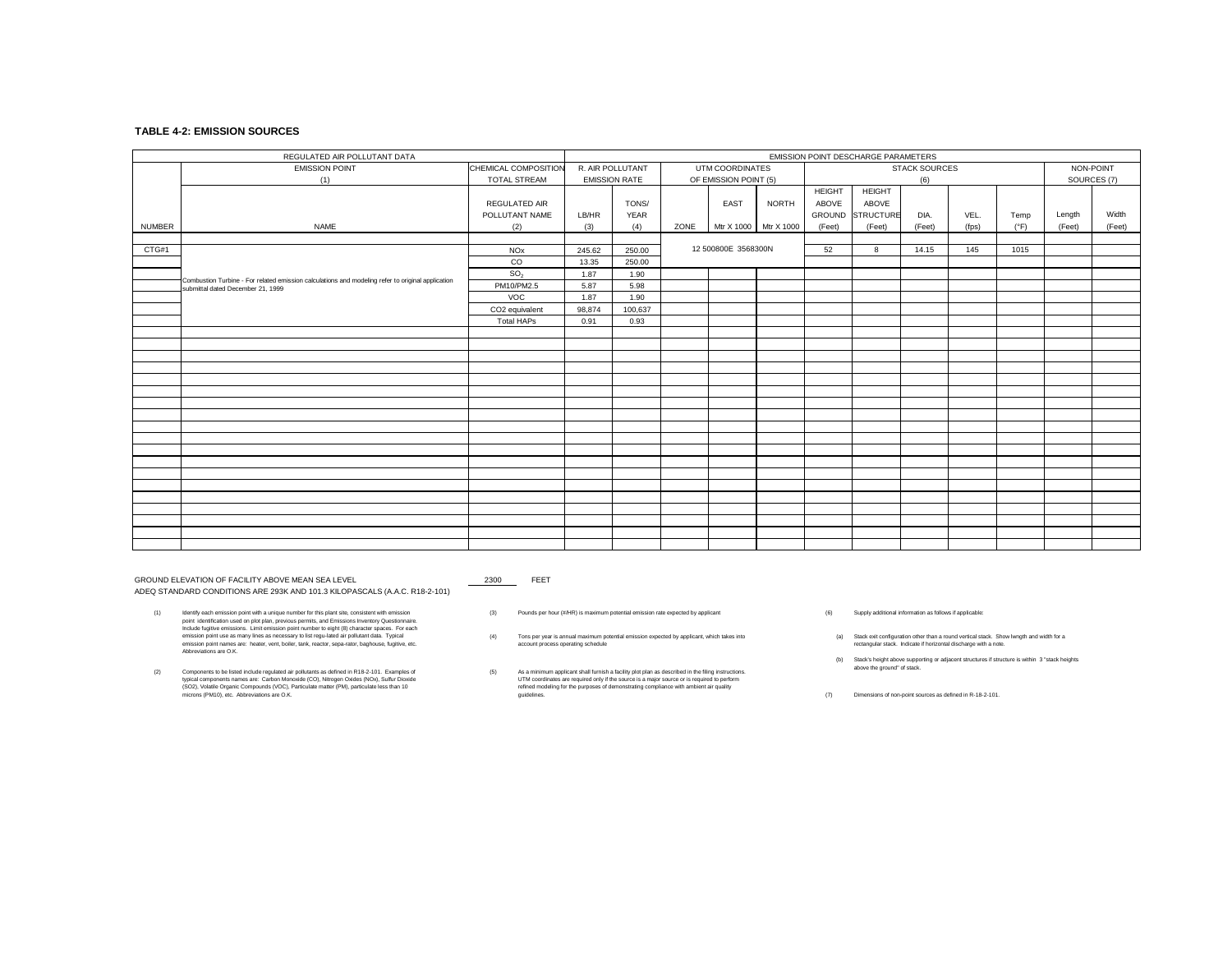**TABLE 4-2: EMISSION SOURCES**

| REGULATED AIR POLLUTANT DATA | | | | | EMISSION POINT DISCHARGE PARAMETERS | | | | | | | | | | |
|---|---|---|---|---|---|---|---|---|---|---|---|---|---|---|---|
| EMISSION POINT (1) | | CHEMICAL COMPOSITION TOTAL STREAM | R. AIR POLLUTANT EMISSION RATE | | UTM COORDINATES OF EMISSION POINT (5) | | | STACK SOURCES (6) | | | | | NON-POINT SOURCES (7) | | |
| NUMBER | NAME | REGULATED AIR POLLUTANT NAME (2) | LB/HR (3) | TONS/ YEAR (4) | ZONE | EAST Mtr X 1000 | NORTH Mtr X 1000 | HEIGHT ABOVE GROUND (Feet) | HEIGHT ABOVE STRUCTURE (Feet) | DIA. (Feet) | VEL. (fps) | Temp (°F) | Length (Feet) | Width (Feet) |
| CTG#1 | Combustion Turbine - For related emission calculations and modeling refer to original application submittal dated December 21, 1999 | NOx | 245.62 | 250.00 | 12 500800E 3568300N | | | 52 | 8 | 14.15 | 145 | 1015 | | |
| | | CO | 13.35 | 250.00 | | | | | | | | | | |
| | | $SO_2$ | 1.87 | 1.90 | | | | | | | | | | |
| | | PM10/PM2.5 | 5.87 | 5.98 | | | | | | | | | | |
| | | VOC | 1.87 | 1.90 | | | | | | | | | | |
| | | CO2 equivalent | 98,874 | 100,637 | | | | | | | | | | |
| | | Total HAPs | 0.91 | 0.93 | | | | | | | | | | |

GROUND ELEVATION OF FACILITY ABOVE MEAN SEA LEVEL 2300 FEET

ADEQ STANDARD CONDITIONS ARE 293K AND 101.3 KILOPASCALS (A.A.C. R18-2-101)

(1) Identify each emission point with a unique number for this plant site, consistent with emission point identification used on plot plan, previous permits, and Emissions Inventory Questionnaire. Include fugitive emissions. Limit emission point number to eight (8) character spaces. For each emission point use as many lines as necessary to list regu-lated air pollutant data. Typical emission point names are: heater, vent, boiler, tank, reactor, sepa-rator, baghouse, fugitive, etc. Abbreviations are O.K.

(2) Components to be listed include regulated air pollutants as defined in R18-2-101. Examples of typical components names are: Carbon Monoxide (CO), Nitrogen Oxides (NOx), Sulfur Dioxide (SO2), Volatile Organic Compounds (VOC), Particulate matter (PM), particulate less than 10 microns (PM10), etc. Abbreviations are O.K.

(3) Pounds per hour (#/HR) is maximum potential emission rate expected by applicant

(4) Tons per year is annual maximum potential emission expected by applicant, which takes into account process operating schedule

(5) As a minimum applicant shall furnish a facility plot plan as described in the filing instructions. UTM coordinates are required only if the source is a major source or is required to perform refined modeling for the purposes of demonstrating compliance with ambient air quality guidelines.

(6) Supply additional information as follows if applicable:

(a) Stack exit configuration other than a round vertical stack. Show length and width for a rectangular stack. Indicate if horizontal discharge with a note.

(b) Stack's height above supporting or adjacent structures if structure is within 3 "stack heights above the ground" of stack.

(7) Dimensions of non-point sources as defined in R-18-2-101.